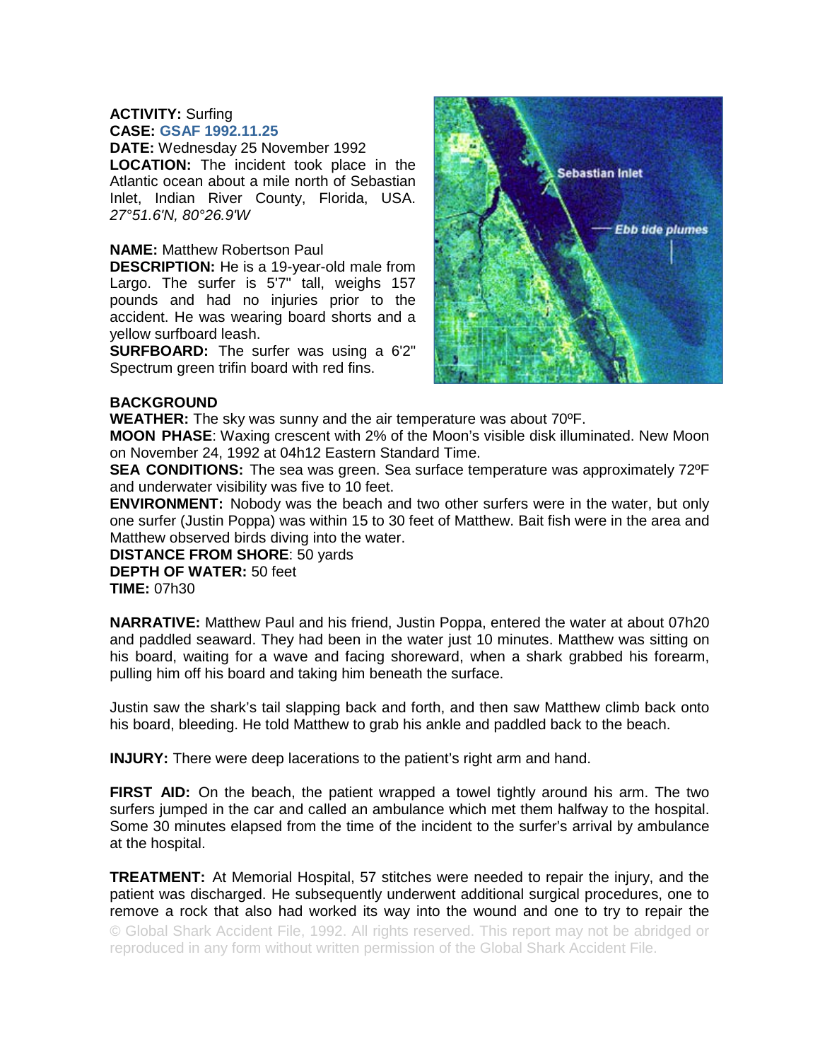**ACTIVITY:** Surfing
**CASE:** GSAF 1992.11.25
**DATE:** Wednesday 25 November 1992
**LOCATION:** The incident took place in the Atlantic ocean about a mile north of Sebastian Inlet, Indian River County, Florida, USA. *27°51.6'N, 80°26.9'W*

**NAME:** Matthew Robertson Paul
**DESCRIPTION:** He is a 19-year-old male from Largo. The surfer is 5'7" tall, weighs 157 pounds and had no injuries prior to the accident. He was wearing board shorts and a yellow surfboard leash.
**SURFBOARD:** The surfer was using a 6'2" Spectrum green trifin board with red fins.

Sebastian Inlet

Ebb tide plumes

**BACKGROUND**
**WEATHER:** The sky was sunny and the air temperature was about 70ºF.
**MOON PHASE**: Waxing crescent with 2% of the Moon's visible disk illuminated. New Moon on November 24, 1992 at 04h12 Eastern Standard Time.
**SEA CONDITIONS:** The sea was green. Sea surface temperature was approximately 72ºF and underwater visibility was five to 10 feet.
**ENVIRONMENT:** Nobody was the beach and two other surfers were in the water, but only one surfer (Justin Poppa) was within 15 to 30 feet of Matthew. Bait fish were in the area and Matthew observed birds diving into the water.
**DISTANCE FROM SHORE**: 50 yards
**DEPTH OF WATER:** 50 feet
**TIME:** 07h30

**NARRATIVE:** Matthew Paul and his friend, Justin Poppa, entered the water at about 07h20 and paddled seaward. They had been in the water just 10 minutes. Matthew was sitting on his board, waiting for a wave and facing shoreward, when a shark grabbed his forearm, pulling him off his board and taking him beneath the surface.

Justin saw the shark's tail slapping back and forth, and then saw Matthew climb back onto his board, bleeding. He told Matthew to grab his ankle and paddled back to the beach.

**INJURY:** There were deep lacerations to the patient's right arm and hand.

**FIRST AID:** On the beach, the patient wrapped a towel tightly around his arm. The two surfers jumped in the car and called an ambulance which met them halfway to the hospital. Some 30 minutes elapsed from the time of the incident to the surfer's arrival by ambulance at the hospital.

**TREATMENT:** At Memorial Hospital, 57 stitches were needed to repair the injury, and the patient was discharged. He subsequently underwent additional surgical procedures, one to remove a rock that also had worked its way into the wound and one to try to repair the

© Global Shark Accident File, 1992. All rights reserved. This report may not be abridged or reproduced in any form without written permission of the Global Shark Accident File.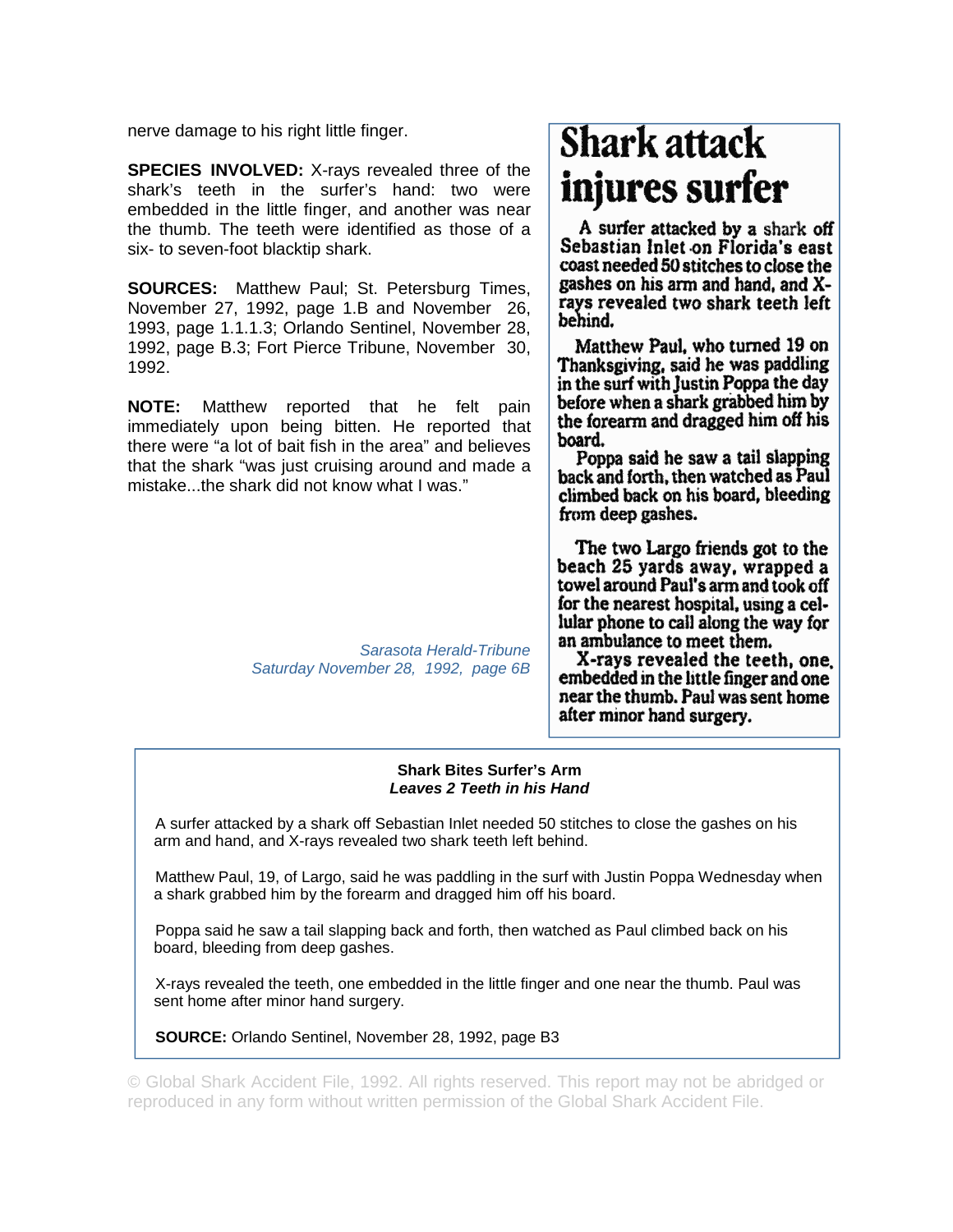nerve damage to his right little finger.

**SPECIES INVOLVED:** X-rays revealed three of the shark's teeth in the surfer's hand: two were embedded in the little finger, and another was near the thumb. The teeth were identified as those of a six- to seven-foot blacktip shark.

**SOURCES:** Matthew Paul; St. Petersburg Times, November 27, 1992, page 1.B and November 26, 1993, page 1.1.1.3; Orlando Sentinel, November 28, 1992, page B.3; Fort Pierce Tribune, November 30, 1992.

**NOTE:** Matthew reported that he felt pain immediately upon being bitten. He reported that there were "a lot of bait fish in the area" and believes that the shark "was just cruising around and made a mistake...the shark did not know what I was."

# Shark attack injures surfer

A surfer attacked by a shark off Sebastian Inlet on Florida's east coast needed 50 stitches to close the gashes on his arm and hand, and X-rays revealed two shark teeth left behind.

Matthew Paul, who turned 19 on Thanksgiving, said he was paddling in the surf with Justin Poppa the day before when a shark grabbed him by the forearm and dragged him off his board.

Poppa said he saw a tail slapping back and forth, then watched as Paul climbed back on his board, bleeding from deep gashes.

The two Largo friends got to the beach 25 yards away, wrapped a towel around Paul's arm and took off for the nearest hospital, using a cellular phone to call along the way for an ambulance to meet them.

X-rays revealed the teeth, one embedded in the little finger and one near the thumb. Paul was sent home after minor hand surgery.

*Sarasota Herald-Tribune*
*Saturday November 28, 1992, page 6B*

**Shark Bites Surfer's Arm**
***Leaves 2 Teeth in his Hand***

A surfer attacked by a shark off Sebastian Inlet needed 50 stitches to close the gashes on his arm and hand, and X-rays revealed two shark teeth left behind.

Matthew Paul, 19, of Largo, said he was paddling in the surf with Justin Poppa Wednesday when a shark grabbed him by the forearm and dragged him off his board.

Poppa said he saw a tail slapping back and forth, then watched as Paul climbed back on his board, bleeding from deep gashes.

X-rays revealed the teeth, one embedded in the little finger and one near the thumb. Paul was sent home after minor hand surgery.

**SOURCE:** Orlando Sentinel, November 28, 1992, page B3

© Global Shark Accident File, 1992. All rights reserved. This report may not be abridged or reproduced in any form without written permission of the Global Shark Accident File.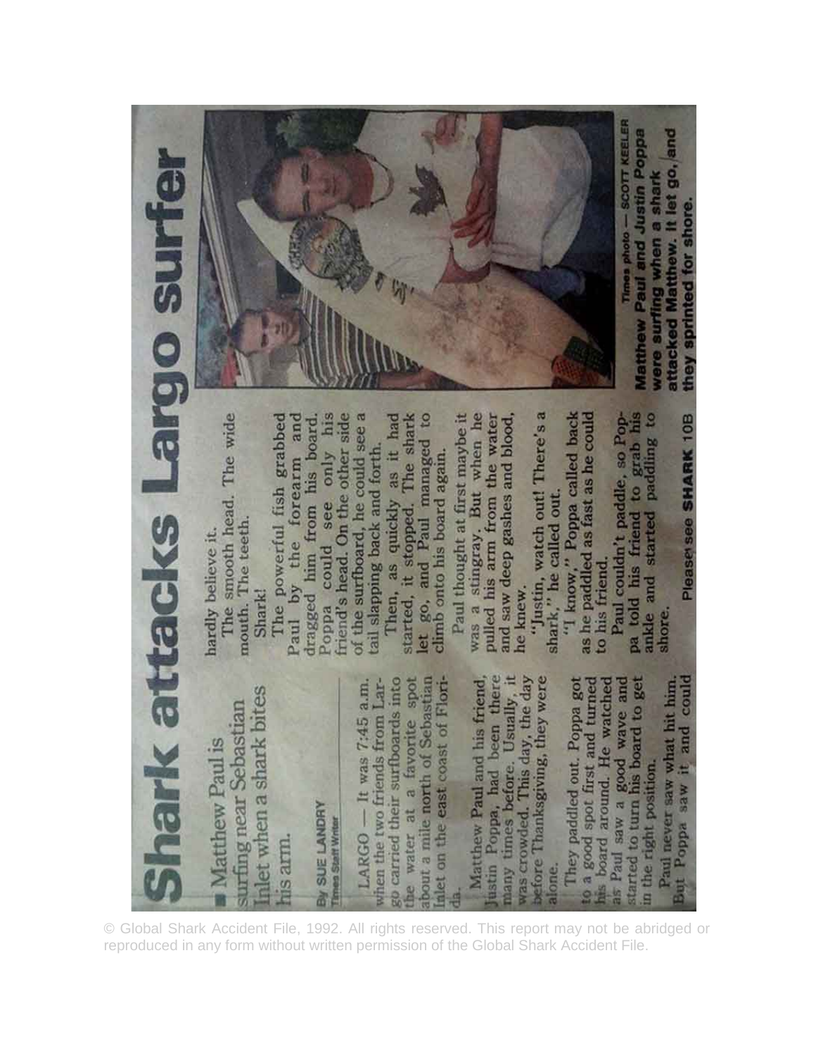# Shark attacks Largo surfer

■ Matthew Paul is surfing near Sebastian Inlet when a shark bites his arm.

By SUE LANDRY
Times Staff Writer

LARGO — It was 7:45 a.m. when the two friends from Largo carried their surfboards into the water at a favorite spot about a mile north of Sebastian Inlet on the east coast of Florida.

Matthew Paul and his friend, Justin Poppa, had been there many times before. Usually, it was crowded. This day, the day before Thanksgiving, they were alone.

They paddled out. Poppa got to a good spot first and turned his board around. He watched as Paul saw a good wave and started to turn his board to get in the right position.

Paul never saw what hit him. But Poppa saw it and could hardly believe it.

The smooth head. The wide mouth. The teeth.

Shark!

The powerful fish grabbed Paul by the forearm and dragged him from his board. Poppa could see only his friend's head. On the other side of the surfboard, he could see a tail slapping back and forth.

Then, as quickly as it had started, it stopped. The shark let go, and Paul managed to climb onto his board again.

Paul thought at first maybe it was a stingray. But when he pulled his arm from the water and saw deep gashes and blood, he knew.

"Justin, watch out! There's a shark," he called out.

"I know," Poppa called back as he paddled as fast as he could to his friend.

Paul couldn't paddle, so Poppa told his friend to grab his ankle and started paddling to shore.

Please see SHARK 10B

Times photo — SCOTT KEELER

Matthew Paul and Justin Poppa were surfing when a shark attacked Matthew. It let go, and they sprinted for shore.

© Global Shark Accident File, 1992. All rights reserved. This report may not be abridged or reproduced in any form without written permission of the Global Shark Accident File.